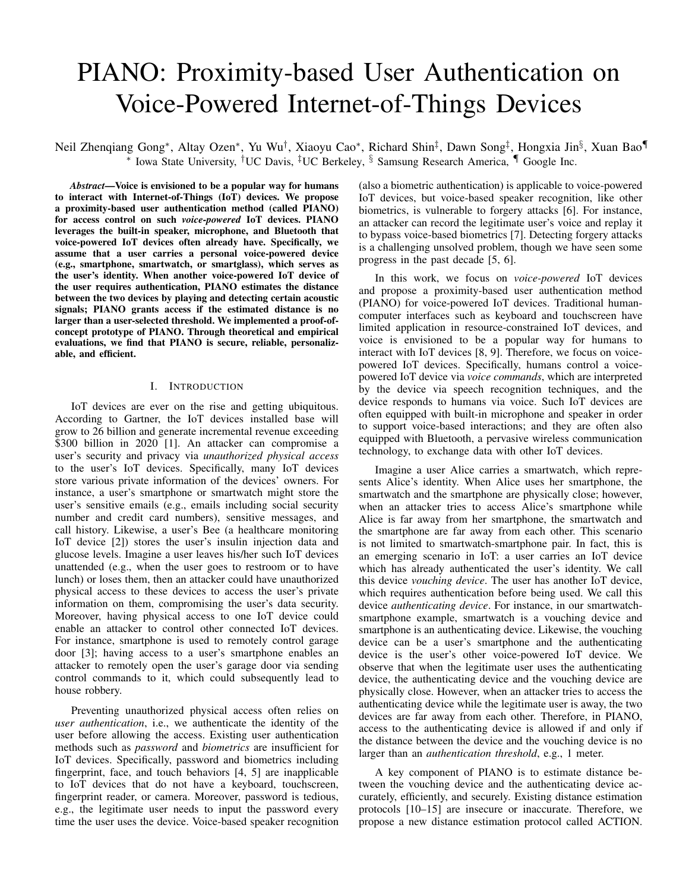# PIANO: Proximity-based User Authentication on Voice-Powered Internet-of-Things Devices

Neil Zhenqiang Gong*, Altay Ozen*, Yu Wu†, Xiaoyu Cao*, Richard Shin‡, Dawn Song‡, Hongxia Jin§, Xuan Bao¶

* Iowa State University, †UC Davis, ‡UC Berkeley, § Samsung Research America, ¶ Google Inc.

***Abstract*—Voice is envisioned to be a popular way for humans to interact with Internet-of-Things (IoT) devices. We propose a proximity-based user authentication method (called PIANO) for access control on such *voice-powered* IoT devices. PIANO leverages the built-in speaker, microphone, and Bluetooth that voice-powered IoT devices often already have. Specifically, we assume that a user carries a personal voice-powered device (e.g., smartphone, smartwatch, or smartglass), which serves as the user's identity. When another voice-powered IoT device of the user requires authentication, PIANO estimates the distance between the two devices by playing and detecting certain acoustic signals; PIANO grants access if the estimated distance is no larger than a user-selected threshold. We implemented a proof-of-concept prototype of PIANO. Through theoretical and empirical evaluations, we find that PIANO is secure, reliable, personalizable, and efficient.**

## I. Introduction

IoT devices are ever on the rise and getting ubiquitous. According to Gartner, the IoT devices installed base will grow to 26 billion and generate incremental revenue exceeding $300 billion in 2020 [1]. An attacker can compromise a user's security and privacy via *unauthorized physical access* to the user's IoT devices. Specifically, many IoT devices store various private information of the devices' owners. For instance, a user's smartphone or smartwatch might store the user's sensitive emails (e.g., emails including social security number and credit card numbers), sensitive messages, and call history. Likewise, a user's Bee (a healthcare monitoring IoT device [2]) stores the user's insulin injection data and glucose levels. Imagine a user leaves his/her such IoT devices unattended (e.g., when the user goes to restroom or to have lunch) or loses them, then an attacker could have unauthorized physical access to these devices to access the user's private information on them, compromising the user's data security. Moreover, having physical access to one IoT device could enable an attacker to control other connected IoT devices. For instance, smartphone is used to remotely control garage door [3]; having access to a user's smartphone enables an attacker to remotely open the user's garage door via sending control commands to it, which could subsequently lead to house robbery.

Preventing unauthorized physical access often relies on *user authentication*, i.e., we authenticate the identity of the user before allowing the access. Existing user authentication methods such as *password* and *biometrics* are insufficient for IoT devices. Specifically, password and biometrics including fingerprint, face, and touch behaviors [4, 5] are inapplicable to IoT devices that do not have a keyboard, touchscreen, fingerprint reader, or camera. Moreover, password is tedious, e.g., the legitimate user needs to input the password every time the user uses the device. Voice-based speaker recognition (also a biometric authentication) is applicable to voice-powered IoT devices, but voice-based speaker recognition, like other biometrics, is vulnerable to forgery attacks [6]. For instance, an attacker can record the legitimate user's voice and replay it to bypass voice-based biometrics [7]. Detecting forgery attacks is a challenging unsolved problem, though we have seen some progress in the past decade [5, 6].

In this work, we focus on *voice-powered* IoT devices and propose a proximity-based user authentication method (PIANO) for voice-powered IoT devices. Traditional human-computer interfaces such as keyboard and touchscreen have limited application in resource-constrained IoT devices, and voice is envisioned to be a popular way for humans to interact with IoT devices [8, 9]. Therefore, we focus on voice-powered IoT devices. Specifically, humans control a voice-powered IoT device via *voice commands*, which are interpreted by the device via speech recognition techniques, and the device responds to humans via voice. Such IoT devices are often equipped with built-in microphone and speaker in order to support voice-based interactions; and they are often also equipped with Bluetooth, a pervasive wireless communication technology, to exchange data with other IoT devices.

Imagine a user Alice carries a smartwatch, which represents Alice's identity. When Alice uses her smartphone, the smartwatch and the smartphone are physically close; however, when an attacker tries to access Alice's smartphone while Alice is far away from her smartphone, the smartwatch and the smartphone are far away from each other. This scenario is not limited to smartwatch-smartphone pair. In fact, this is an emerging scenario in IoT: a user carries an IoT device which has already authenticated the user's identity. We call this device *vouching device*. The user has another IoT device, which requires authentication before being used. We call this device *authenticating device*. For instance, in our smartwatch-smartphone example, smartwatch is a vouching device and smartphone is an authenticating device. Likewise, the vouching device can be a user's smartphone and the authenticating device is the user's other voice-powered IoT device. We observe that when the legitimate user uses the authenticating device, the authenticating device and the vouching device are physically close. However, when an attacker tries to access the authenticating device while the legitimate user is away, the two devices are far away from each other. Therefore, in PIANO, access to the authenticating device is allowed if and only if the distance between the device and the vouching device is no larger than an *authentication threshold*, e.g., 1 meter.

A key component of PIANO is to estimate distance between the vouching device and the authenticating device accurately, efficiently, and securely. Existing distance estimation protocols [10–15] are insecure or inaccurate. Therefore, we propose a new distance estimation protocol called ACTION.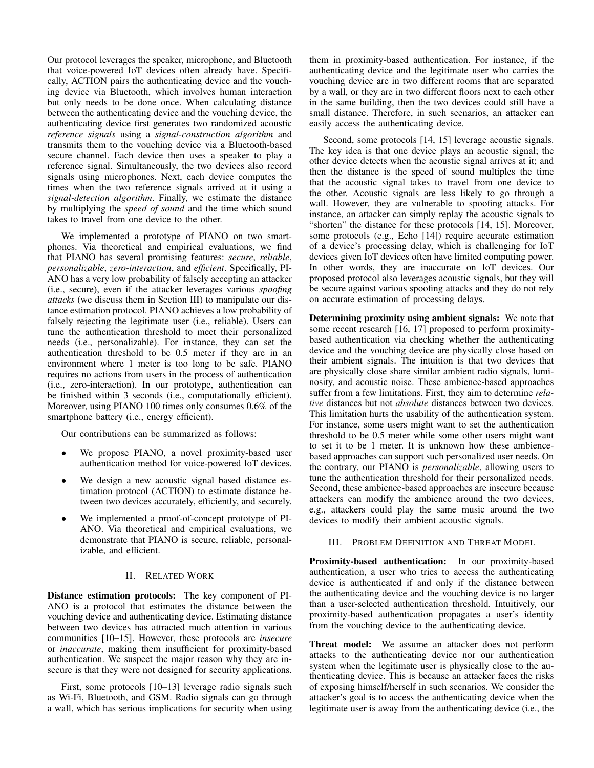Our protocol leverages the speaker, microphone, and Bluetooth that voice-powered IoT devices often already have. Specifically, ACTION pairs the authenticating device and the vouching device via Bluetooth, which involves human interaction but only needs to be done once. When calculating distance between the authenticating device and the vouching device, the authenticating device first generates two randomized acoustic *reference signals* using a *signal-construction algorithm* and transmits them to the vouching device via a Bluetooth-based secure channel. Each device then uses a speaker to play a reference signal. Simultaneously, the two devices also record signals using microphones. Next, each device computes the times when the two reference signals arrived at it using a *signal-detection algorithm*. Finally, we estimate the distance by multiplying the *speed of sound* and the time which sound takes to travel from one device to the other.

We implemented a prototype of PIANO on two smartphones. Via theoretical and empirical evaluations, we find that PIANO has several promising features: *secure*, *reliable*, *personalizable*, *zero-interaction*, and *efficient*. Specifically, PIANO has a very low probability of falsely accepting an attacker (i.e., secure), even if the attacker leverages various *spoofing attacks* (we discuss them in Section III) to manipulate our distance estimation protocol. PIANO achieves a low probability of falsely rejecting the legitimate user (i.e., reliable). Users can tune the authentication threshold to meet their personalized needs (i.e., personalizable). For instance, they can set the authentication threshold to be 0.5 meter if they are in an environment where 1 meter is too long to be safe. PIANO requires no actions from users in the process of authentication (i.e., zero-interaction). In our prototype, authentication can be finished within 3 seconds (i.e., computationally efficient). Moreover, using PIANO 100 times only consumes 0.6% of the smartphone battery (i.e., energy efficient).

Our contributions can be summarized as follows:

- We propose PIANO, a novel proximity-based user authentication method for voice-powered IoT devices.
- We design a new acoustic signal based distance estimation protocol (ACTION) to estimate distance between two devices accurately, efficiently, and securely.
- We implemented a proof-of-concept prototype of PIANO. Via theoretical and empirical evaluations, we demonstrate that PIANO is secure, reliable, personalizable, and efficient.

## II. Related Work

**Distance estimation protocols:** The key component of PIANO is a protocol that estimates the distance between the vouching device and authenticating device. Estimating distance between two devices has attracted much attention in various communities [10–15]. However, these protocols are *insecure* or *inaccurate*, making them insufficient for proximity-based authentication. We suspect the major reason why they are insecure is that they were not designed for security applications.

First, some protocols [10–13] leverage radio signals such as Wi-Fi, Bluetooth, and GSM. Radio signals can go through a wall, which has serious implications for security when using them in proximity-based authentication. For instance, if the authenticating device and the legitimate user who carries the vouching device are in two different rooms that are separated by a wall, or they are in two different floors next to each other in the same building, then the two devices could still have a small distance. Therefore, in such scenarios, an attacker can easily access the authenticating device.

Second, some protocols [14, 15] leverage acoustic signals. The key idea is that one device plays an acoustic signal; the other device detects when the acoustic signal arrives at it; and then the distance is the speed of sound multiples the time that the acoustic signal takes to travel from one device to the other. Acoustic signals are less likely to go through a wall. However, they are vulnerable to spoofing attacks. For instance, an attacker can simply replay the acoustic signals to "shorten" the distance for these protocols [14, 15]. Moreover, some protocols (e.g., Echo [14]) require accurate estimation of a device's processing delay, which is challenging for IoT devices given IoT devices often have limited computing power. In other words, they are inaccurate on IoT devices. Our proposed protocol also leverages acoustic signals, but they will be secure against various spoofing attacks and they do not rely on accurate estimation of processing delays.

**Determining proximity using ambient signals:** We note that some recent research [16, 17] proposed to perform proximity-based authentication via checking whether the authenticating device and the vouching device are physically close based on their ambient signals. The intuition is that two devices that are physically close share similar ambient radio signals, luminosity, and acoustic noise. These ambience-based approaches suffer from a few limitations. First, they aim to determine *relative* distances but not *absolute* distances between two devices. This limitation hurts the usability of the authentication system. For instance, some users might want to set the authentication threshold to be 0.5 meter while some other users might want to set it to be 1 meter. It is unknown how these ambience-based approaches can support such personalized user needs. On the contrary, our PIANO is *personalizable*, allowing users to tune the authentication threshold for their personalized needs. Second, these ambience-based approaches are insecure because attackers can modify the ambience around the two devices, e.g., attackers could play the same music around the two devices to modify their ambient acoustic signals.

## III. Problem Definition and Threat Model

**Proximity-based authentication:** In our proximity-based authentication, a user who tries to access the authenticating device is authenticated if and only if the distance between the authenticating device and the vouching device is no larger than a user-selected authentication threshold. Intuitively, our proximity-based authentication propagates a user's identity from the vouching device to the authenticating device.

**Threat model:** We assume an attacker does not perform attacks to the authenticating device nor our authentication system when the legitimate user is physically close to the authenticating device. This is because an attacker faces the risks of exposing himself/herself in such scenarios. We consider the attacker's goal is to access the authenticating device when the legitimate user is away from the authenticating device (i.e., the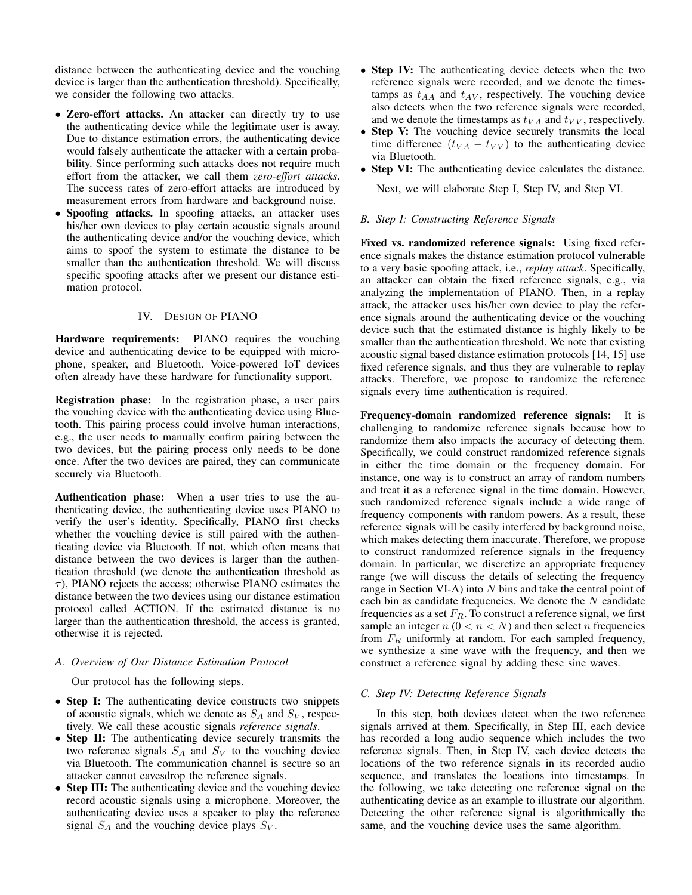distance between the authenticating device and the vouching device is larger than the authentication threshold). Specifically, we consider the following two attacks.

- **Zero-effort attacks.** An attacker can directly try to use the authenticating device while the legitimate user is away. Due to distance estimation errors, the authenticating device would falsely authenticate the attacker with a certain probability. Since performing such attacks does not require much effort from the attacker, we call them *zero-effort attacks*. The success rates of zero-effort attacks are introduced by measurement errors from hardware and background noise.
- **Spoofing attacks.** In spoofing attacks, an attacker uses his/her own devices to play certain acoustic signals around the authenticating device and/or the vouching device, which aims to spoof the system to estimate the distance to be smaller than the authentication threshold. We will discuss specific spoofing attacks after we present our distance estimation protocol.

## IV. Design of PIANO

**Hardware requirements:** PIANO requires the vouching device and authenticating device to be equipped with microphone, speaker, and Bluetooth. Voice-powered IoT devices often already have these hardware for functionality support.

**Registration phase:** In the registration phase, a user pairs the vouching device with the authenticating device using Bluetooth. This pairing process could involve human interactions, e.g., the user needs to manually confirm pairing between the two devices, but the pairing process only needs to be done once. After the two devices are paired, they can communicate securely via Bluetooth.

**Authentication phase:** When a user tries to use the authenticating device, the authenticating device uses PIANO to verify the user's identity. Specifically, PIANO first checks whether the vouching device is still paired with the authenticating device via Bluetooth. If not, which often means that distance between the two devices is larger than the authentication threshold (we denote the authentication threshold as $\tau$), PIANO rejects the access; otherwise PIANO estimates the distance between the two devices using our distance estimation protocol called ACTION. If the estimated distance is no larger than the authentication threshold, the access is granted, otherwise it is rejected.

### A. Overview of Our Distance Estimation Protocol

Our protocol has the following steps.

- **Step I:** The authenticating device constructs two snippets of acoustic signals, which we denote as $S_A$ and $S_V$, respectively. We call these acoustic signals *reference signals*.
- **Step II:** The authenticating device securely transmits the two reference signals $S_A$ and $S_V$ to the vouching device via Bluetooth. The communication channel is secure so an attacker cannot eavesdrop the reference signals.
- **Step III:** The authenticating device and the vouching device record acoustic signals using a microphone. Moreover, the authenticating device uses a speaker to play the reference signal $S_A$ and the vouching device plays $S_V$.
- **Step IV:** The authenticating device detects when the two reference signals were recorded, and we denote the timestamps as $t_{AA}$ and $t_{AV}$, respectively. The vouching device also detects when the two reference signals were recorded, and we denote the timestamps as $t_{VA}$ and $t_{VV}$, respectively.
- **Step V:** The vouching device securely transmits the local time difference $(t_{VA} - t_{VV})$ to the authenticating device via Bluetooth.
- **Step VI:** The authenticating device calculates the distance.

Next, we will elaborate Step I, Step IV, and Step VI.

### B. Step I: Constructing Reference Signals

**Fixed vs. randomized reference signals:** Using fixed reference signals makes the distance estimation protocol vulnerable to a very basic spoofing attack, i.e., *replay attack*. Specifically, an attacker can obtain the fixed reference signals, e.g., via analyzing the implementation of PIANO. Then, in a replay attack, the attacker uses his/her own device to play the reference signals around the authenticating device or the vouching device such that the estimated distance is highly likely to be smaller than the authentication threshold. We note that existing acoustic signal based distance estimation protocols [14, 15] use fixed reference signals, and thus they are vulnerable to replay attacks. Therefore, we propose to randomize the reference signals every time authentication is required.

**Frequency-domain randomized reference signals:** It is challenging to randomize reference signals because how to randomize them also impacts the accuracy of detecting them. Specifically, we could construct randomized reference signals in either the time domain or the frequency domain. For instance, one way is to construct an array of random numbers and treat it as a reference signal in the time domain. However, such randomized reference signals include a wide range of frequency components with random powers. As a result, these reference signals will be easily interfered by background noise, which makes detecting them inaccurate. Therefore, we propose to construct randomized reference signals in the frequency domain. In particular, we discretize an appropriate frequency range (we will discuss the details of selecting the frequency range in Section VI-A) into $N$ bins and take the central point of each bin as candidate frequencies. We denote the $N$ candidate frequencies as a set $F_R$. To construct a reference signal, we first sample an integer $n$ ($0 < n < N$) and then select $n$ frequencies from $F_R$ uniformly at random. For each sampled frequency, we synthesize a sine wave with the frequency, and then we construct a reference signal by adding these sine waves.

### C. Step IV: Detecting Reference Signals

In this step, both devices detect when the two reference signals arrived at them. Specifically, in Step III, each device has recorded a long audio sequence which includes the two reference signals. Then, in Step IV, each device detects the locations of the two reference signals in its recorded audio sequence, and translates the locations into timestamps. In the following, we take detecting one reference signal on the authenticating device as an example to illustrate our algorithm. Detecting the other reference signal is algorithmically the same, and the vouching device uses the same algorithm.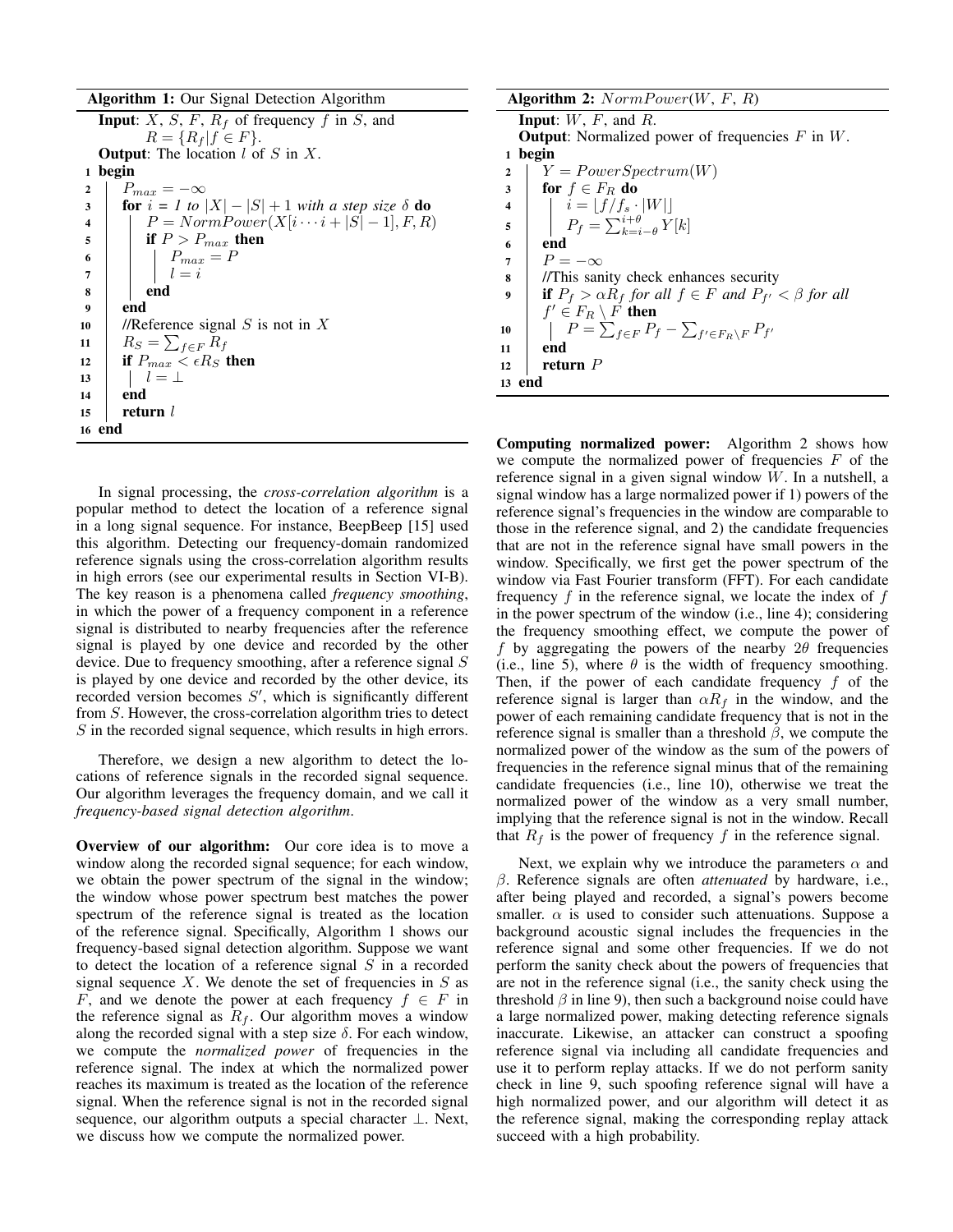**Algorithm 1:** Our Signal Detection Algorithm

```
Input: X, S, F, R_f of frequency f in S, and
       R = {R_f | f ∈ F}.
Output: The location l of S in X.
1  begin
2      P_max = −∞
3      for i = 1 to |X| − |S| + 1 with a step size δ do
4          P = NormPower(X[i ··· i + |S| − 1], F, R)
5          if P > P_max then
6              P_max = P
7              l = i
8          end
9      end
10     //Reference signal S is not in X
11     R_S = Σ_{f∈F} R_f
12     if P_max < ε R_S then
13         l = ⊥
14     end
15     return l
16 end
```

In signal processing, the *cross-correlation algorithm* is a popular method to detect the location of a reference signal in a long signal sequence. For instance, BeepBeep [15] used this algorithm. Detecting our frequency-domain randomized reference signals using the cross-correlation algorithm results in high errors (see our experimental results in Section VI-B). The key reason is a phenomena called *frequency smoothing*, in which the power of a frequency component in a reference signal is distributed to nearby frequencies after the reference signal is played by one device and recorded by the other device. Due to frequency smoothing, after a reference signal $S$ is played by one device and recorded by the other device, its recorded version becomes $S'$, which is significantly different from $S$. However, the cross-correlation algorithm tries to detect $S$ in the recorded signal sequence, which results in high errors.

Therefore, we design a new algorithm to detect the locations of reference signals in the recorded signal sequence. Our algorithm leverages the frequency domain, and we call it *frequency-based signal detection algorithm*.

**Overview of our algorithm:** Our core idea is to move a window along the recorded signal sequence; for each window, we obtain the power spectrum of the signal in the window; the window whose power spectrum best matches the power spectrum of the reference signal is treated as the location of the reference signal. Specifically, Algorithm 1 shows our frequency-based signal detection algorithm. Suppose we want to detect the location of a reference signal $S$ in a recorded signal sequence $X$. We denote the set of frequencies in $S$ as $F$, and we denote the power at each frequency $f \in F$ in the reference signal as $R_f$. Our algorithm moves a window along the recorded signal with a step size $\delta$. For each window, we compute the *normalized power* of frequencies in the reference signal. The index at which the normalized power reaches its maximum is treated as the location of the reference signal. When the reference signal is not in the recorded signal sequence, our algorithm outputs a special character $\perp$. Next, we discuss how we compute the normalized power.

**Algorithm 2:** $NormPower(W, F, R)$

```
Input: W, F, and R.
Output: Normalized power of frequencies F in W.
1  begin
2      Y = PowerSpectrum(W)
3      for f ∈ F_R do
4          i = ⌊f / f_s · |W|⌋
5          P_f = Σ_{k=i−θ}^{i+θ} Y[k]
6      end
7      P = −∞
8      //This sanity check enhances security
9      if P_f > αR_f for all f ∈ F and P_{f'} < β for all
           f' ∈ F_R \ F then
10         P = Σ_{f∈F} P_f − Σ_{f'∈F_R\F} P_{f'}
11     end
12     return P
13 end
```

**Computing normalized power:** Algorithm 2 shows how we compute the normalized power of frequencies $F$ of the reference signal in a given signal window $W$. In a nutshell, a signal window has a large normalized power if 1) powers of the reference signal's frequencies in the window are comparable to those in the reference signal, and 2) the candidate frequencies that are not in the reference signal have small powers in the window. Specifically, we first get the power spectrum of the window via Fast Fourier transform (FFT). For each candidate frequency $f$ in the reference signal, we locate the index of $f$ in the power spectrum of the window (i.e., line 4); considering the frequency smoothing effect, we compute the power of $f$ by aggregating the powers of the nearby $2\theta$ frequencies (i.e., line 5), where $\theta$ is the width of frequency smoothing. Then, if the power of each candidate frequency $f$ of the reference signal is larger than $\alpha R_f$ in the window, and the power of each remaining candidate frequency that is not in the reference signal is smaller than a threshold $\beta$, we compute the normalized power of the window as the sum of the powers of frequencies in the reference signal minus that of the remaining candidate frequencies (i.e., line 10), otherwise we treat the normalized power of the window as a very small number, implying that the reference signal is not in the window. Recall that $R_f$ is the power of frequency $f$ in the reference signal.

Next, we explain why we introduce the parameters $\alpha$ and $\beta$. Reference signals are often *attenuated* by hardware, i.e., after being played and recorded, a signal's powers become smaller. $\alpha$ is used to consider such attenuations. Suppose a background acoustic signal includes the frequencies in the reference signal and some other frequencies. If we do not perform the sanity check about the powers of frequencies that are not in the reference signal (i.e., the sanity check using the threshold $\beta$ in line 9), then such a background noise could have a large normalized power, making detecting reference signals inaccurate. Likewise, an attacker can construct a spoofing reference signal via including all candidate frequencies and use it to perform replay attacks. If we do not perform sanity check in line 9, such spoofing reference signal will have a high normalized power, and our algorithm will detect it as the reference signal, making the corresponding replay attack succeed with a high probability.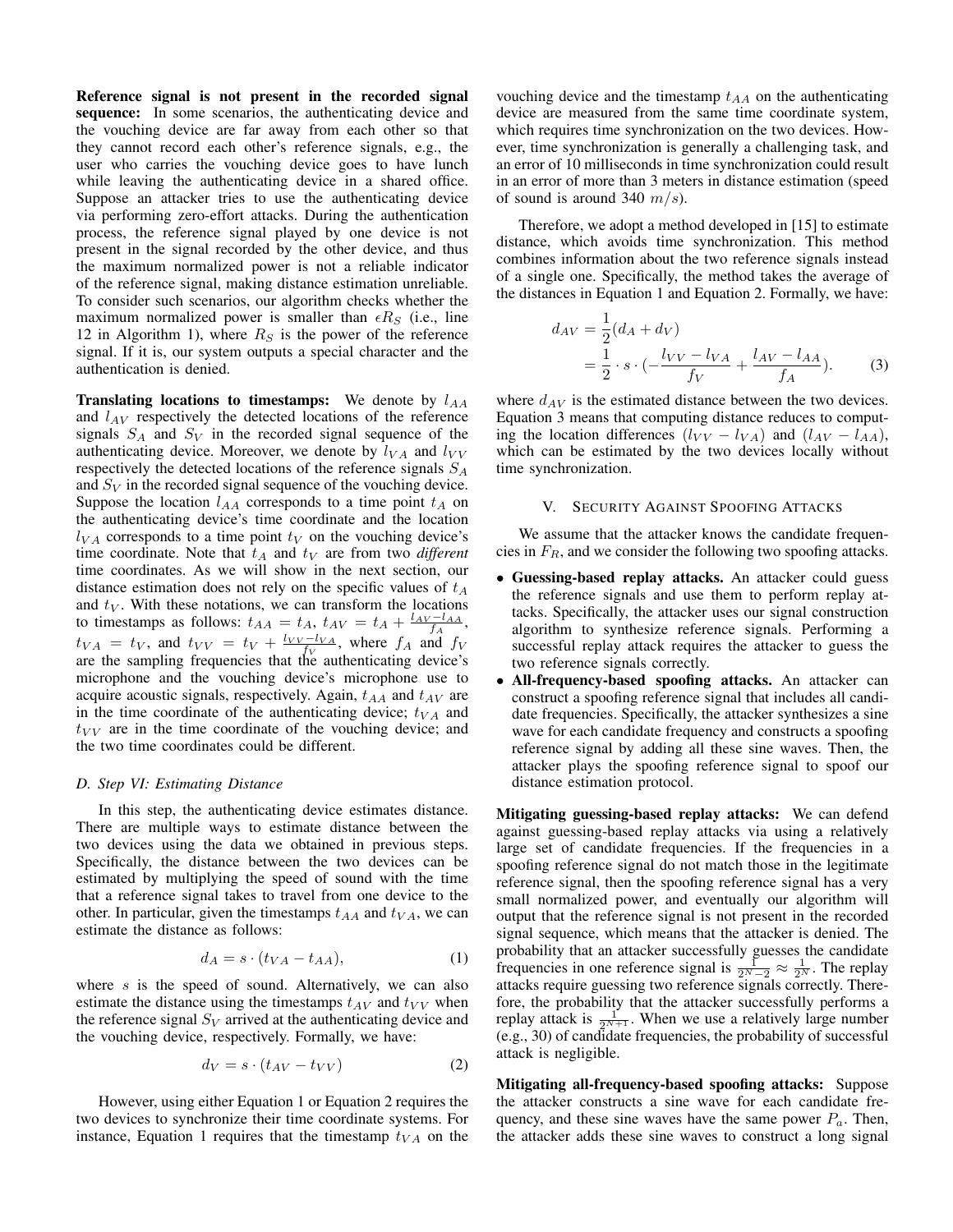**Reference signal is not present in the recorded signal sequence:** In some scenarios, the authenticating device and the vouching device are far away from each other so that they cannot record each other's reference signals, e.g., the user who carries the vouching device goes to have lunch while leaving the authenticating device in a shared office. Suppose an attacker tries to use the authenticating device via performing zero-effort attacks. During the authentication process, the reference signal played by one device is not present in the signal recorded by the other device, and thus the maximum normalized power is not a reliable indicator of the reference signal, making distance estimation unreliable. To consider such scenarios, our algorithm checks whether the maximum normalized power is smaller than $\epsilon R_S$ (i.e., line 12 in Algorithm 1), where $R_S$ is the power of the reference signal. If it is, our system outputs a special character and the authentication is denied.

**Translating locations to timestamps:** We denote by $l_{AA}$ and $l_{AV}$ respectively the detected locations of the reference signals $S_A$ and $S_V$ in the recorded signal sequence of the authenticating device. Moreover, we denote by $l_{VA}$ and $l_{VV}$ respectively the detected locations of the reference signals $S_A$ and $S_V$ in the recorded signal sequence of the vouching device. Suppose the location $l_{AA}$ corresponds to a time point $t_A$ on the authenticating device's time coordinate and the location $l_{VA}$ corresponds to a time point $t_V$ on the vouching device's time coordinate. Note that $t_A$ and $t_V$ are from two *different* time coordinates. As we will show in the next section, our distance estimation does not rely on the specific values of $t_A$ and $t_V$. With these notations, we can transform the locations to timestamps as follows: $t_{AA} = t_A$, $t_{AV} = t_A + \frac{l_{AV} - l_{AA}}{f_A}$, $t_{VA} = t_V$, and $t_{VV} = t_V + \frac{l_{VV} - l_{VA}}{f_V}$, where $f_A$ and $f_V$ are the sampling frequencies that the authenticating device's microphone and the vouching device's microphone use to acquire acoustic signals, respectively. Again, $t_{AA}$ and $t_{AV}$ are in the time coordinate of the authenticating device; $t_{VA}$ and $t_{VV}$ are in the time coordinate of the vouching device; and the two time coordinates could be different.

### D. Step VI: Estimating Distance

In this step, the authenticating device estimates distance. There are multiple ways to estimate distance between the two devices using the data we obtained in previous steps. Specifically, the distance between the two devices can be estimated by multiplying the speed of sound with the time that a reference signal takes to travel from one device to the other. In particular, given the timestamps $t_{AA}$ and $t_{VA}$, we can estimate the distance as follows:

$$d_A = s \cdot (t_{VA} - t_{AA}), \tag{1}$$

where $s$ is the speed of sound. Alternatively, we can also estimate the distance using the timestamps $t_{AV}$ and $t_{VV}$ when the reference signal $S_V$ arrived at the authenticating device and the vouching device, respectively. Formally, we have:

$$d_V = s \cdot (t_{AV} - t_{VV}) \tag{2}$$

However, using either Equation 1 or Equation 2 requires the two devices to synchronize their time coordinate systems. For instance, Equation 1 requires that the timestamp $t_{VA}$ on the vouching device and the timestamp $t_{AA}$ on the authenticating device are measured from the same time coordinate system, which requires time synchronization on the two devices. However, time synchronization is generally a challenging task, and an error of 10 milliseconds in time synchronization could result in an error of more than 3 meters in distance estimation (speed of sound is around 340 $m/s$).

Therefore, we adopt a method developed in [15] to estimate distance, which avoids time synchronization. This method combines information about the two reference signals instead of a single one. Specifically, the method takes the average of the distances in Equation 1 and Equation 2. Formally, we have:

$$\begin{aligned} d_{AV} &= \frac{1}{2}(d_A + d_V) \\ &= \frac{1}{2} \cdot s \cdot \left(-\frac{l_{VV} - l_{VA}}{f_V} + \frac{l_{AV} - l_{AA}}{f_A}\right). \end{aligned} \tag{3}$$

where $d_{AV}$ is the estimated distance between the two devices. Equation 3 means that computing distance reduces to computing the location differences $(l_{VV} - l_{VA})$ and $(l_{AV} - l_{AA})$, which can be estimated by the two devices locally without time synchronization.

## V. Security Against Spoofing Attacks

We assume that the attacker knows the candidate frequencies in $F_R$, and we consider the following two spoofing attacks.

- **Guessing-based replay attacks.** An attacker could guess the reference signals and use them to perform replay attacks. Specifically, the attacker uses our signal construction algorithm to synthesize reference signals. Performing a successful replay attack requires the attacker to guess the two reference signals correctly.
- **All-frequency-based spoofing attacks.** An attacker can construct a spoofing reference signal that includes all candidate frequencies. Specifically, the attacker synthesizes a sine wave for each candidate frequency and constructs a spoofing reference signal by adding all these sine waves. Then, the attacker plays the spoofing reference signal to spoof our distance estimation protocol.

**Mitigating guessing-based replay attacks:** We can defend against guessing-based replay attacks via using a relatively large set of candidate frequencies. If the frequencies in a spoofing reference signal do not match those in the legitimate reference signal, then the spoofing reference signal has a very small normalized power, and eventually our algorithm will output that the reference signal is not present in the recorded signal sequence, which means that the attacker is denied. The probability that an attacker successfully guesses the candidate frequencies in one reference signal is $\frac{1}{2^N - 2} \approx \frac{1}{2^N}$. The replay attacks require guessing two reference signals correctly. Therefore, the probability that the attacker successfully performs a replay attack is $\frac{1}{2^{N+1}}$. When we use a relatively large number (e.g., 30) of candidate frequencies, the probability of successful attack is negligible.

**Mitigating all-frequency-based spoofing attacks:** Suppose the attacker constructs a sine wave for each candidate frequency, and these sine waves have the same power $P_a$. Then, the attacker adds these sine waves to construct a long signal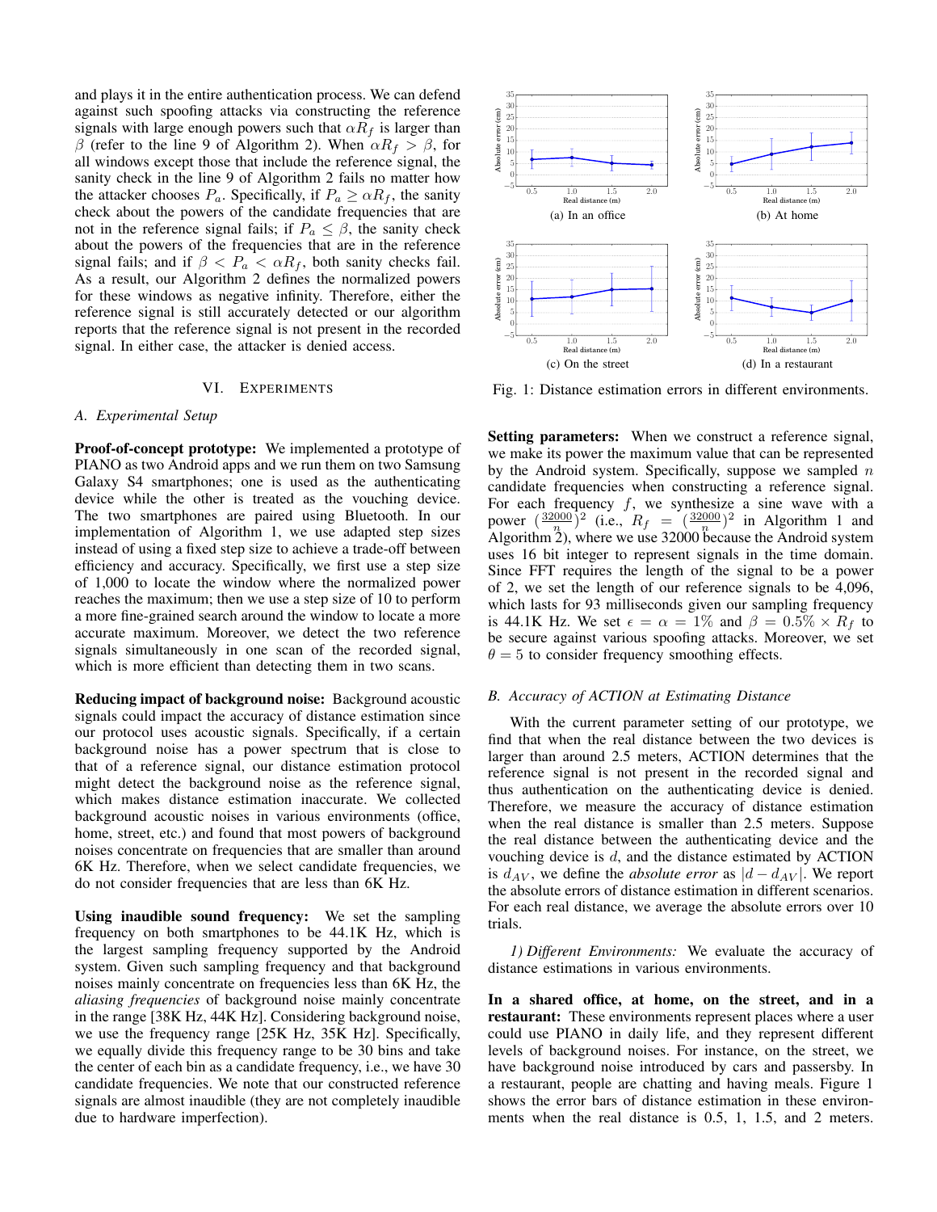and plays it in the entire authentication process. We can defend against such spoofing attacks via constructing the reference signals with large enough powers such that $\alpha R_f$ is larger than $\beta$ (refer to the line 9 of Algorithm 2). When $\alpha R_f > \beta$, for all windows except those that include the reference signal, the sanity check in the line 9 of Algorithm 2 fails no matter how the attacker chooses $P_a$. Specifically, if $P_a \geq \alpha R_f$, the sanity check about the powers of the candidate frequencies that are not in the reference signal fails; if $P_a \leq \beta$, the sanity check about the powers of the frequencies that are in the reference signal fails; and if $\beta < P_a < \alpha R_f$, both sanity checks fail. As a result, our Algorithm 2 defines the normalized powers for these windows as negative infinity. Therefore, either the reference signal is still accurately detected or our algorithm reports that the reference signal is not present in the recorded signal. In either case, the attacker is denied access.

## VI. EXPERIMENTS

### A. Experimental Setup

**Proof-of-concept prototype:** We implemented a prototype of PIANO as two Android apps and we run them on two Samsung Galaxy S4 smartphones; one is used as the authenticating device while the other is treated as the vouching device. The two smartphones are paired using Bluetooth. In our implementation of Algorithm 1, we use adapted step sizes instead of using a fixed step size to achieve a trade-off between efficiency and accuracy. Specifically, we first use a step size of 1,000 to locate the window where the normalized power reaches the maximum; then we use a step size of 10 to perform a more fine-grained search around the window to locate a more accurate maximum. Moreover, we detect the two reference signals simultaneously in one scan of the recorded signal, which is more efficient than detecting them in two scans.

**Reducing impact of background noise:** Background acoustic signals could impact the accuracy of distance estimation since our protocol uses acoustic signals. Specifically, if a certain background noise has a power spectrum that is close to that of a reference signal, our distance estimation protocol might detect the background noise as the reference signal, which makes distance estimation inaccurate. We collected background acoustic noises in various environments (office, home, street, etc.) and found that most powers of background noises concentrate on frequencies that are smaller than around 6K Hz. Therefore, when we select candidate frequencies, we do not consider frequencies that are less than 6K Hz.

**Using inaudible sound frequency:** We set the sampling frequency on both smartphones to be 44.1K Hz, which is the largest sampling frequency supported by the Android system. Given such sampling frequency and that background noises mainly concentrate on frequencies less than 6K Hz, the *aliasing frequencies* of background noise mainly concentrate in the range [38K Hz, 44K Hz]. Considering background noise, we use the frequency range [25K Hz, 35K Hz]. Specifically, we equally divide this frequency range to be 30 bins and take the center of each bin as a candidate frequency, i.e., we have 30 candidate frequencies. We note that our constructed reference signals are almost inaudible (they are not completely inaudible due to hardware imperfection).

(a) In an office

(b) At home

(c) On the street

(d) In a restaurant

Absolute error (cm)
Real distance (m)
0.5 1.0 1.5 2.0
−5 0 5 10 15 20 25 30 35

Fig. 1: Distance estimation errors in different environments.

**Setting parameters:** When we construct a reference signal, we make its power the maximum value that can be represented by the Android system. Specifically, suppose we sampled $n$ candidate frequencies when constructing a reference signal. For each frequency $f$, we synthesize a sine wave with a power $(\frac{32000}{n})^2$ (i.e., $R_f = (\frac{32000}{n})^2$ in Algorithm 1 and Algorithm 2), where we use 32000 because the Android system uses 16 bit integer to represent signals in the time domain. Since FFT requires the length of the signal to be a power of 2, we set the length of our reference signals to be 4,096, which lasts for 93 milliseconds given our sampling frequency is 44.1K Hz. We set $\epsilon = \alpha = 1\%$ and $\beta = 0.5\% \times R_f$ to be secure against various spoofing attacks. Moreover, we set $\theta = 5$ to consider frequency smoothing effects.

### B. Accuracy of ACTION at Estimating Distance

With the current parameter setting of our prototype, we find that when the real distance between the two devices is larger than around 2.5 meters, ACTION determines that the reference signal is not present in the recorded signal and thus authentication on the authenticating device is denied. Therefore, we measure the accuracy of distance estimation when the real distance is smaller than 2.5 meters. Suppose the real distance between the authenticating device and the vouching device is $d$, and the distance estimated by ACTION is $d_{AV}$, we define the *absolute error* as $|d - d_{AV}|$. We report the absolute errors of distance estimation in different scenarios. For each real distance, we average the absolute errors over 10 trials.

*1) Different Environments:* We evaluate the accuracy of distance estimations in various environments.

**In a shared office, at home, on the street, and in a restaurant:** These environments represent places where a user could use PIANO in daily life, and they represent different levels of background noises. For instance, on the street, we have background noise introduced by cars and passersby. In a restaurant, people are chatting and having meals. Figure 1 shows the error bars of distance estimation in these environments when the real distance is 0.5, 1, 1.5, and 2 meters.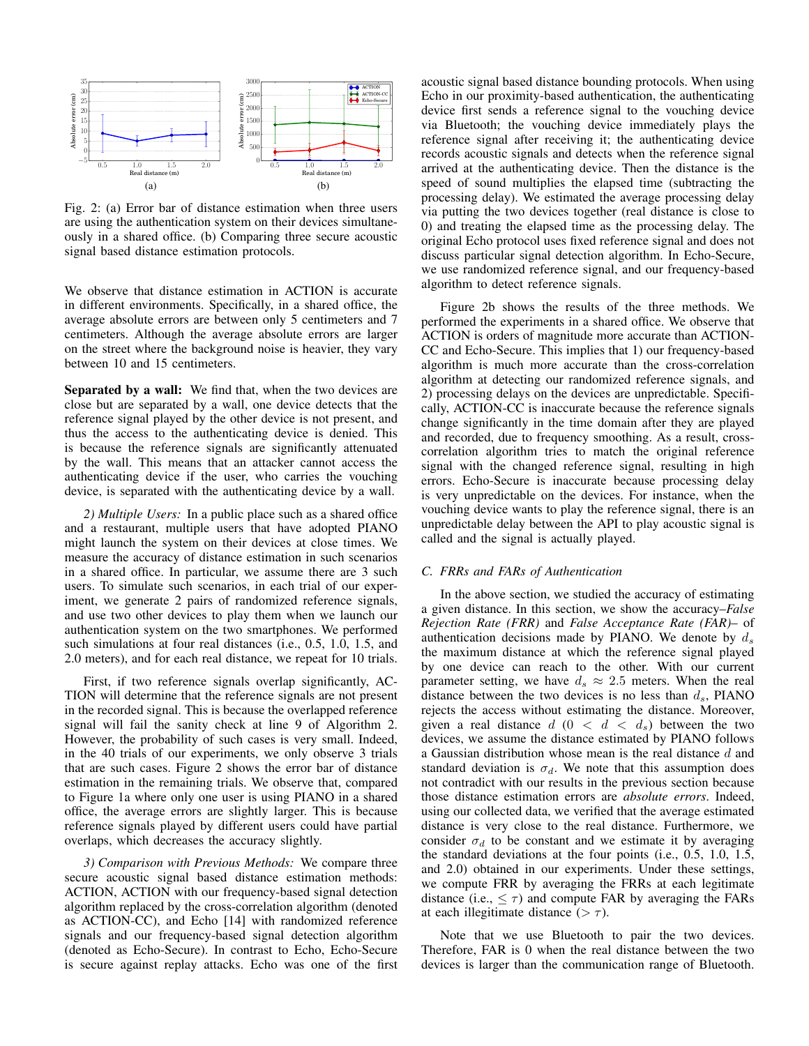35
30
25
20
15
10
5
0
−5
Absolute error (cm)
0.5 1.0 1.5 2.0
Real distance (m)
(a)

3000
2500
2000
1500
1000
500
0
Absolute error (cm)
ACTION
ACTION-CC
Echo-Secure
0.5 1.0 1.5 2.0
Real distance (m)
(b)

Fig. 2: (a) Error bar of distance estimation when three users are using the authentication system on their devices simultaneously in a shared office. (b) Comparing three secure acoustic signal based distance estimation protocols.

We observe that distance estimation in ACTION is accurate in different environments. Specifically, in a shared office, the average absolute errors are between only 5 centimeters and 7 centimeters. Although the average absolute errors are larger on the street where the background noise is heavier, they vary between 10 and 15 centimeters.

**Separated by a wall:** We find that, when the two devices are close but are separated by a wall, one device detects that the reference signal played by the other device is not present, and thus the access to the authenticating device is denied. This is because the reference signals are significantly attenuated by the wall. This means that an attacker cannot access the authenticating device if the user, who carries the vouching device, is separated with the authenticating device by a wall.

*2) Multiple Users:* In a public place such as a shared office and a restaurant, multiple users that have adopted PIANO might launch the system on their devices at close times. We measure the accuracy of distance estimation in such scenarios in a shared office. In particular, we assume there are 3 such users. To simulate such scenarios, in each trial of our experiment, we generate 2 pairs of randomized reference signals, and use two other devices to play them when we launch our authentication system on the two smartphones. We performed such simulations at four real distances (i.e., 0.5, 1.0, 1.5, and 2.0 meters), and for each real distance, we repeat for 10 trials.

First, if two reference signals overlap significantly, ACTION will determine that the reference signals are not present in the recorded signal. This is because the overlapped reference signal will fail the sanity check at line 9 of Algorithm 2. However, the probability of such cases is very small. Indeed, in the 40 trials of our experiments, we only observe 3 trials that are such cases. Figure 2 shows the error bar of distance estimation in the remaining trials. We observe that, compared to Figure 1a where only one user is using PIANO in a shared office, the average errors are slightly larger. This is because reference signals played by different users could have partial overlaps, which decreases the accuracy slightly.

*3) Comparison with Previous Methods:* We compare three secure acoustic signal based distance estimation methods: ACTION, ACTION with our frequency-based signal detection algorithm replaced by the cross-correlation algorithm (denoted as ACTION-CC), and Echo [14] with randomized reference signals and our frequency-based signal detection algorithm (denoted as Echo-Secure). In contrast to Echo, Echo-Secure is secure against replay attacks. Echo was one of the first acoustic signal based distance bounding protocols. When using Echo in our proximity-based authentication, the authenticating device first sends a reference signal to the vouching device via Bluetooth; the vouching device immediately plays the reference signal after receiving it; the authenticating device records acoustic signals and detects when the reference signal arrived at the authenticating device. Then the distance is the speed of sound multiplies the elapsed time (subtracting the processing delay). We estimated the average processing delay via putting the two devices together (real distance is close to 0) and treating the elapsed time as the processing delay. The original Echo protocol uses fixed reference signal and does not discuss particular signal detection algorithm. In Echo-Secure, we use randomized reference signal, and our frequency-based algorithm to detect reference signals.

Figure 2b shows the results of the three methods. We performed the experiments in a shared office. We observe that ACTION is orders of magnitude more accurate than ACTION-CC and Echo-Secure. This implies that 1) our frequency-based algorithm is much more accurate than the cross-correlation algorithm at detecting our randomized reference signals, and 2) processing delays on the devices are unpredictable. Specifically, ACTION-CC is inaccurate because the reference signals change significantly in the time domain after they are played and recorded, due to frequency smoothing. As a result, cross-correlation algorithm tries to match the original reference signal with the changed reference signal, resulting in high errors. Echo-Secure is inaccurate because processing delay is very unpredictable on the devices. For instance, when the vouching device wants to play the reference signal, there is an unpredictable delay between the API to play acoustic signal is called and the signal is actually played.

### C. FRRs and FARs of Authentication

In the above section, we studied the accuracy of estimating a given distance. In this section, we show the accuracy–*False Rejection Rate (FRR)* and *False Acceptance Rate (FAR)*– of authentication decisions made by PIANO. We denote by $d_s$ the maximum distance at which the reference signal played by one device can reach to the other. With our current parameter setting, we have $d_s \approx 2.5$ meters. When the real distance between the two devices is no less than $d_s$, PIANO rejects the access without estimating the distance. Moreover, given a real distance $d$ ($0 < d < d_s$) between the two devices, we assume the distance estimated by PIANO follows a Gaussian distribution whose mean is the real distance $d$ and standard deviation is $\sigma_d$. We note that this assumption does not contradict with our results in the previous section because those distance estimation errors are *absolute errors*. Indeed, using our collected data, we verified that the average estimated distance is very close to the real distance. Furthermore, we consider $\sigma_d$ to be constant and we estimate it by averaging the standard deviations at the four points (i.e., 0.5, 1.0, 1.5, and 2.0) obtained in our experiments. Under these settings, we compute FRR by averaging the FRRs at each legitimate distance (i.e., $\leq \tau$) and compute FAR by averaging the FARs at each illegitimate distance ($> \tau$).

Note that we use Bluetooth to pair the two devices. Therefore, FAR is 0 when the real distance between the two devices is larger than the communication range of Bluetooth.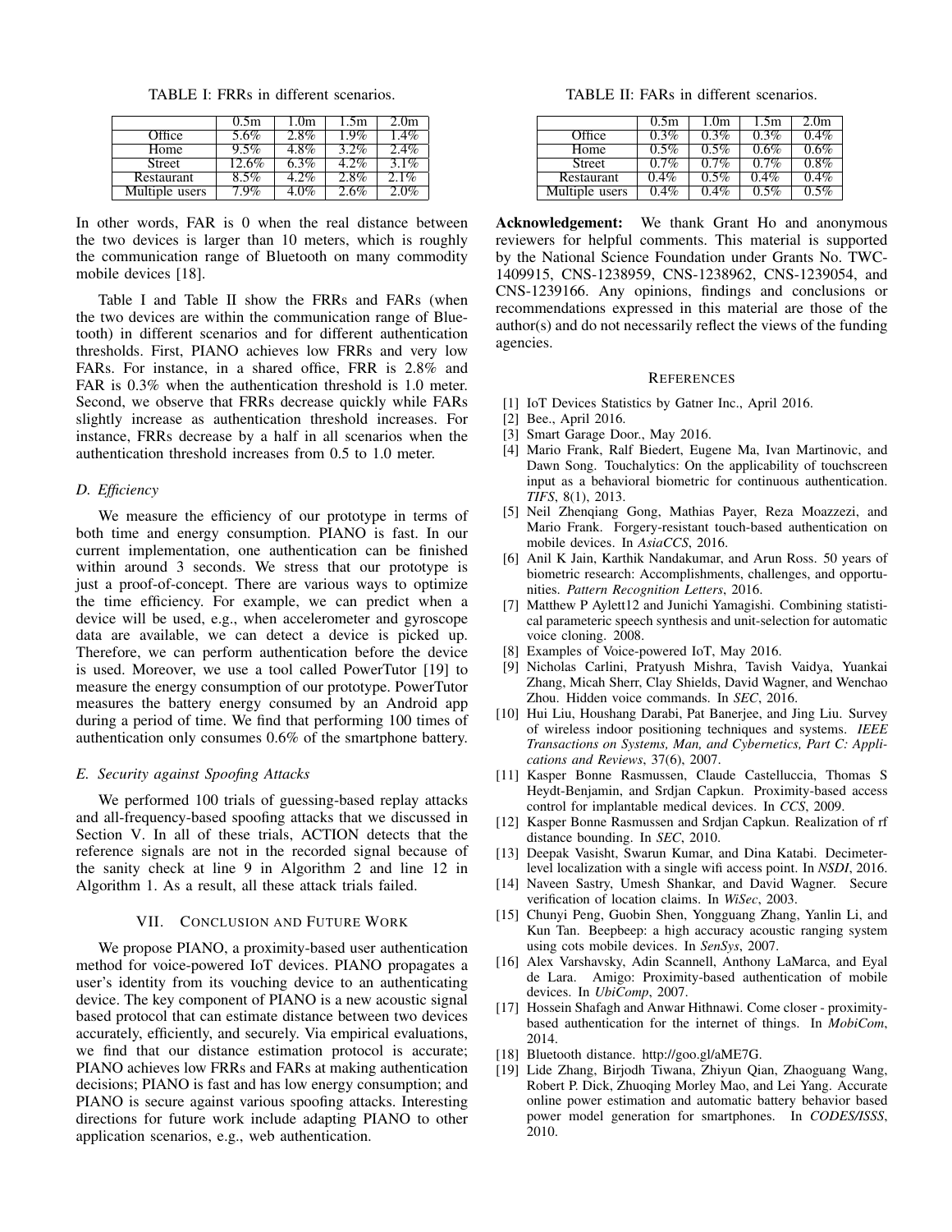TABLE I: FRRs in different scenarios.

| | 0.5m | 1.0m | 1.5m | 2.0m |
|---|---|---|---|---|
| Office | 5.6% | 2.8% | 1.9% | 1.4% |
| Home | 9.5% | 4.8% | 3.2% | 2.4% |
| Street | 12.6% | 6.3% | 4.2% | 3.1% |
| Restaurant | 8.5% | 4.2% | 2.8% | 2.1% |
| Multiple users | 7.9% | 4.0% | 2.6% | 2.0% |

TABLE II: FARs in different scenarios.

| | 0.5m | 1.0m | 1.5m | 2.0m |
|---|---|---|---|---|
| Office | 0.3% | 0.3% | 0.3% | 0.4% |
| Home | 0.5% | 0.5% | 0.6% | 0.6% |
| Street | 0.7% | 0.7% | 0.7% | 0.8% |
| Restaurant | 0.4% | 0.5% | 0.4% | 0.4% |
| Multiple users | 0.4% | 0.4% | 0.5% | 0.5% |

In other words, FAR is 0 when the real distance between the two devices is larger than 10 meters, which is roughly the communication range of Bluetooth on many commodity mobile devices [18].

Table I and Table II show the FRRs and FARs (when the two devices are within the communication range of Bluetooth) in different scenarios and for different authentication thresholds. First, PIANO achieves low FRRs and very low FARs. For instance, in a shared office, FRR is 2.8% and FAR is 0.3% when the authentication threshold is 1.0 meter. Second, we observe that FRRs decrease quickly while FARs slightly increase as authentication threshold increases. For instance, FRRs decrease by a half in all scenarios when the authentication threshold increases from 0.5 to 1.0 meter.

### *D. Efficiency*

We measure the efficiency of our prototype in terms of both time and energy consumption. PIANO is fast. In our current implementation, one authentication can be finished within around 3 seconds. We stress that our prototype is just a proof-of-concept. There are various ways to optimize the time efficiency. For example, we can predict when a device will be used, e.g., when accelerometer and gyroscope data are available, we can detect a device is picked up. Therefore, we can perform authentication before the device is used. Moreover, we use a tool called PowerTutor [19] to measure the energy consumption of our prototype. PowerTutor measures the battery energy consumed by an Android app during a period of time. We find that performing 100 times of authentication only consumes 0.6% of the smartphone battery.

### *E. Security against Spoofing Attacks*

We performed 100 trials of guessing-based replay attacks and all-frequency-based spoofing attacks that we discussed in Section V. In all of these trials, ACTION detects that the reference signals are not in the recorded signal because of the sanity check at line 9 in Algorithm 2 and line 12 in Algorithm 1. As a result, all these attack trials failed.

## VII. Conclusion and Future Work

We propose PIANO, a proximity-based user authentication method for voice-powered IoT devices. PIANO propagates a user's identity from its vouching device to an authenticating device. The key component of PIANO is a new acoustic signal based protocol that can estimate distance between two devices accurately, efficiently, and securely. Via empirical evaluations, we find that our distance estimation protocol is accurate; PIANO achieves low FRRs and FARs at making authentication decisions; PIANO is fast and has low energy consumption; and PIANO is secure against various spoofing attacks. Interesting directions for future work include adapting PIANO to other application scenarios, e.g., web authentication.

**Acknowledgement:** We thank Grant Ho and anonymous reviewers for helpful comments. This material is supported by the National Science Foundation under Grants No. TWC-1409915, CNS-1238959, CNS-1238962, CNS-1239054, and CNS-1239166. Any opinions, findings and conclusions or recommendations expressed in this material are those of the author(s) and do not necessarily reflect the views of the funding agencies.

## References

[1] IoT Devices Statistics by Gatner Inc., April 2016.

[2] Bee., April 2016.

[3] Smart Garage Door., May 2016.

[4] Mario Frank, Ralf Biedert, Eugene Ma, Ivan Martinovic, and Dawn Song. Touchalytics: On the applicability of touchscreen input as a behavioral biometric for continuous authentication. *TIFS*, 8(1), 2013.

[5] Neil Zhenqiang Gong, Mathias Payer, Reza Moazzezi, and Mario Frank. Forgery-resistant touch-based authentication on mobile devices. In *AsiaCCS*, 2016.

[6] Anil K Jain, Karthik Nandakumar, and Arun Ross. 50 years of biometric research: Accomplishments, challenges, and opportunities. *Pattern Recognition Letters*, 2016.

[7] Matthew P Aylett12 and Junichi Yamagishi. Combining statistical parameteric speech synthesis and unit-selection for automatic voice cloning. 2008.

[8] Examples of Voice-powered IoT, May 2016.

[9] Nicholas Carlini, Pratyush Mishra, Tavish Vaidya, Yuankai Zhang, Micah Sherr, Clay Shields, David Wagner, and Wenchao Zhou. Hidden voice commands. In *SEC*, 2016.

[10] Hui Liu, Houshang Darabi, Pat Banerjee, and Jing Liu. Survey of wireless indoor positioning techniques and systems. *IEEE Transactions on Systems, Man, and Cybernetics, Part C: Applications and Reviews*, 37(6), 2007.

[11] Kasper Bonne Rasmussen, Claude Castelluccia, Thomas S Heydt-Benjamin, and Srdjan Capkun. Proximity-based access control for implantable medical devices. In *CCS*, 2009.

[12] Kasper Bonne Rasmussen and Srdjan Capkun. Realization of rf distance bounding. In *SEC*, 2010.

[13] Deepak Vasisht, Swarun Kumar, and Dina Katabi. Decimeter-level localization with a single wifi access point. In *NSDI*, 2016.

[14] Naveen Sastry, Umesh Shankar, and David Wagner. Secure verification of location claims. In *WiSec*, 2003.

[15] Chunyi Peng, Guobin Shen, Yongguang Zhang, Yanlin Li, and Kun Tan. Beepbeep: a high accuracy acoustic ranging system using cots mobile devices. In *SenSys*, 2007.

[16] Alex Varshavsky, Adin Scannell, Anthony LaMarca, and Eyal de Lara. Amigo: Proximity-based authentication of mobile devices. In *UbiComp*, 2007.

[17] Hossein Shafagh and Anwar Hithnawi. Come closer - proximity-based authentication for the internet of things. In *MobiCom*, 2014.

[18] Bluetooth distance. http://goo.gl/aME7G.

[19] Lide Zhang, Birjodh Tiwana, Zhiyun Qian, Zhaoguang Wang, Robert P. Dick, Zhuoqing Morley Mao, and Lei Yang. Accurate online power estimation and automatic battery behavior based power model generation for smartphones. In *CODES/ISSS*, 2010.